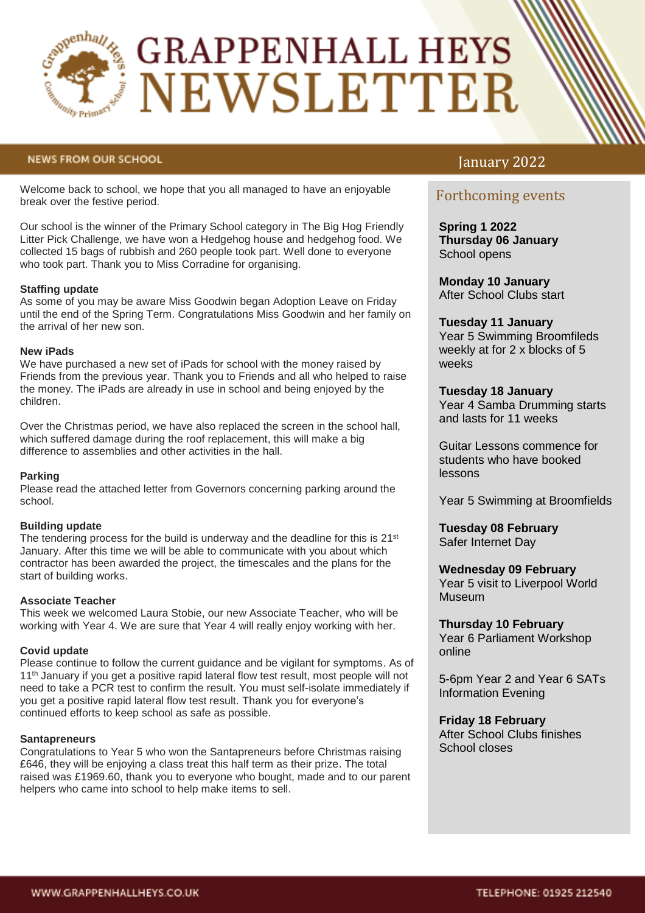# GRAPPENHALL HEYS NEWSLETTER

## NEWS FROM OUR SCHOOL

January 2022

Welcome back to school, we hope that you all managed to have an enjoyable break over the festive period.

Our school is the winner of the Primary School category in The Big Hog Friendly Litter Pick Challenge, we have won a Hedgehog house and hedgehog food. We collected 15 bags of rubbish and 260 people took part. Well done to everyone who took part. Thank you to Miss Corradine for organising.

**Staffing update**
As some of you may be aware Miss Goodwin began Adoption Leave on Friday until the end of the Spring Term. Congratulations Miss Goodwin and her family on the arrival of her new son.

**New iPads**
We have purchased a new set of iPads for school with the money raised by Friends from the previous year. Thank you to Friends and all who helped to raise the money. The iPads are already in use in school and being enjoyed by the children.

Over the Christmas period, we have also replaced the screen in the school hall, which suffered damage during the roof replacement, this will make a big difference to assemblies and other activities in the hall.

**Parking**
Please read the attached letter from Governors concerning parking around the school.

**Building update**
The tendering process for the build is underway and the deadline for this is 21st January. After this time we will be able to communicate with you about which contractor has been awarded the project, the timescales and the plans for the start of building works.

**Associate Teacher**
This week we welcomed Laura Stobie, our new Associate Teacher, who will be working with Year 4. We are sure that Year 4 will really enjoy working with her.

**Covid update**
Please continue to follow the current guidance and be vigilant for symptoms. As of 11th January if you get a positive rapid lateral flow test result, most people will not need to take a PCR test to confirm the result. You must self-isolate immediately if you get a positive rapid lateral flow test result. Thank you for everyone's continued efforts to keep school as safe as possible.

**Santapreneurs**
Congratulations to Year 5 who won the Santapreneurs before Christmas raising £646, they will be enjoying a class treat this half term as their prize. The total raised was £1969.60, thank you to everyone who bought, made and to our parent helpers who came into school to help make items to sell.

## Forthcoming events

**Spring 1 2022**
**Thursday 06 January**
School opens

**Monday 10 January**
After School Clubs start

**Tuesday 11 January**
Year 5 Swimming Broomfileds weekly at for 2 x blocks of 5 weeks

**Tuesday 18 January**
Year 4 Samba Drumming starts and lasts for 11 weeks

Guitar Lessons commence for students who have booked lessons

Year 5 Swimming at Broomfields

**Tuesday 08 February**
Safer Internet Day

**Wednesday 09 February**
Year 5 visit to Liverpool World Museum

**Thursday 10 February**
Year 6 Parliament Workshop online

5-6pm Year 2 and Year 6 SATs Information Evening

**Friday 18 February**
After School Clubs finishes
School closes

WWW.GRAPPENHALLHEYS.CO.UK

TELEPHONE: 01925 212540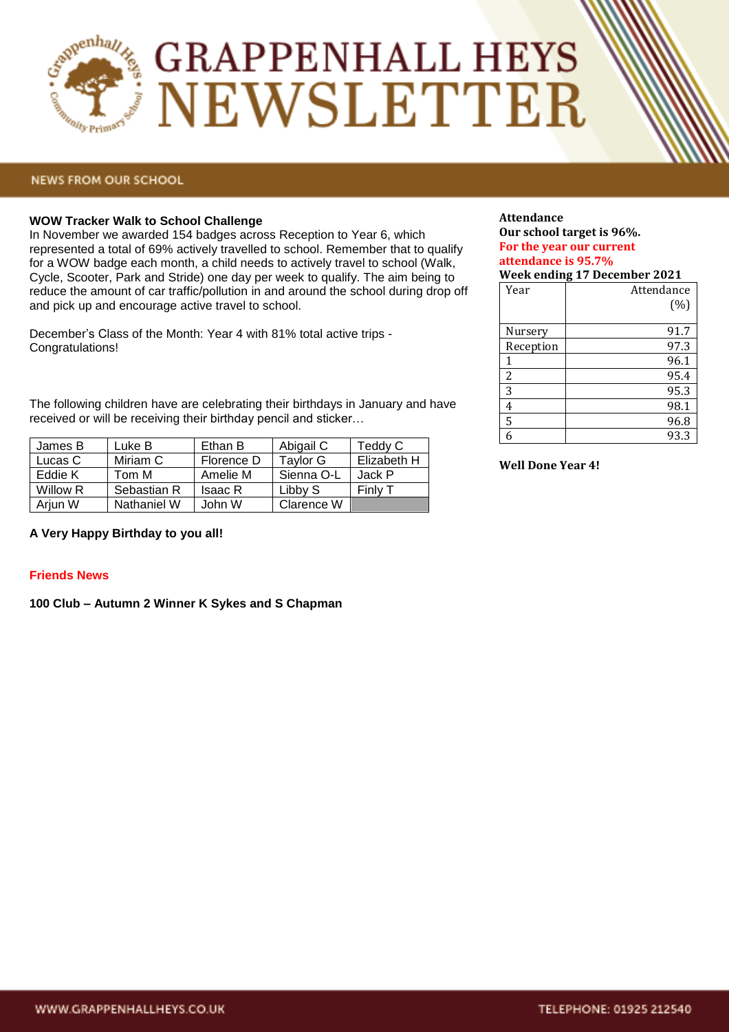# GRAPPENHALL HEYS NEWSLETTER

## NEWS FROM OUR SCHOOL

**WOW Tracker Walk to School Challenge**

In November we awarded 154 badges across Reception to Year 6, which represented a total of 69% actively travelled to school. Remember that to qualify for a WOW badge each month, a child needs to actively travel to school (Walk, Cycle, Scooter, Park and Stride) one day per week to qualify. The aim being to reduce the amount of car traffic/pollution in and around the school during drop off and pick up and encourage active travel to school.

December's Class of the Month: Year 4 with 81% total active trips - Congratulations!

The following children have are celebrating their birthdays in January and have received or will be receiving their birthday pencil and sticker…

| | | | | |
|---|---|---|---|---|
| James B | Luke B | Ethan B | Abigail C | Teddy C |
| Lucas C | Miriam C | Florence D | Taylor G | Elizabeth H |
| Eddie K | Tom M | Amelie M | Sienna O-L | Jack P |
| Willow R | Sebastian R | Isaac R | Libby S | Finly T |
| Arjun W | Nathaniel W | John W | Clarence W | |

**A Very Happy Birthday to you all!**

**Friends News**

**100 Club – Autumn 2 Winner K Sykes and S Chapman**

**Attendance**

**Our school target is 96%.**

**For the year our current attendance is 95.7%**

**Week ending 17 December 2021**

| Year | Attendance (%) |
|---|---|
| Nursery | 91.7 |
| Reception | 97.3 |
| 1 | 96.1 |
| 2 | 95.4 |
| 3 | 95.3 |
| 4 | 98.1 |
| 5 | 96.8 |
| 6 | 93.3 |

**Well Done Year 4!**